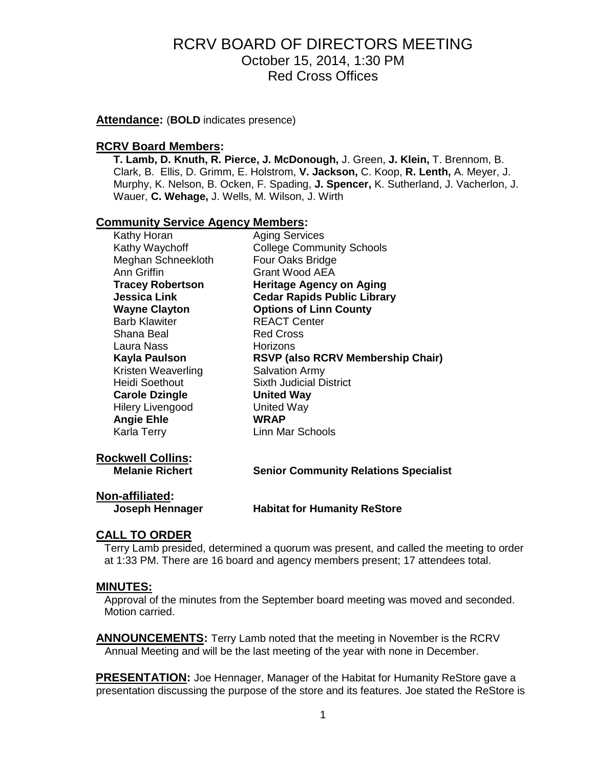# RCRV BOARD OF DIRECTORS MEETING

October 15, 2014, 1:30 PM
Red Cross Offices

**Attendance:** (**BOLD** indicates presence)

## RCRV Board Members:

**T. Lamb, D. Knuth, R. Pierce, J. McDonough,** J. Green, **J. Klein,** T. Brennom, B. Clark, B. Ellis, D. Grimm, E. Holstrom, **V. Jackson,** C. Koop, **R. Lenth,** A. Meyer, J. Murphy, K. Nelson, B. Ocken, F. Spading, **J. Spencer,** K. Sutherland, J. Vacherlon, J. Wauer, **C. Wehage,** J. Wells, M. Wilson, J. Wirth

## Community Service Agency Members:

| | |
|---|---|
| Kathy Horan | Aging Services |
| Kathy Waychoff | College Community Schools |
| Meghan Schneekloth | Four Oaks Bridge |
| Ann Griffin | Grant Wood AEA |
| **Tracey Robertson** | **Heritage Agency on Aging** |
| **Jessica Link** | **Cedar Rapids Public Library** |
| **Wayne Clayton** | **Options of Linn County** |
| Barb Klawiter | REACT Center |
| Shana Beal | Red Cross |
| Laura Nass | Horizons |
| **Kayla Paulson** | **RSVP (also RCRV Membership Chair)** |
| Kristen Weaverling | Salvation Army |
| Heidi Soethout | Sixth Judicial District |
| **Carole Dzingle** | **United Way** |
| Hilery Livengood | United Way |
| **Angie Ehle** | **WRAP** |
| Karla Terry | Linn Mar Schools |

## Rockwell Collins:

**Melanie Richert** **Senior Community Relations Specialist**

## Non-affiliated:

**Joseph Hennager** **Habitat for Humanity ReStore**

## CALL TO ORDER

Terry Lamb presided, determined a quorum was present, and called the meeting to order at 1:33 PM. There are 16 board and agency members present; 17 attendees total.

## MINUTES:

Approval of the minutes from the September board meeting was moved and seconded. Motion carried.

**ANNOUNCEMENTS:** Terry Lamb noted that the meeting in November is the RCRV Annual Meeting and will be the last meeting of the year with none in December.

**PRESENTATION:** Joe Hennager, Manager of the Habitat for Humanity ReStore gave a presentation discussing the purpose of the store and its features. Joe stated the ReStore is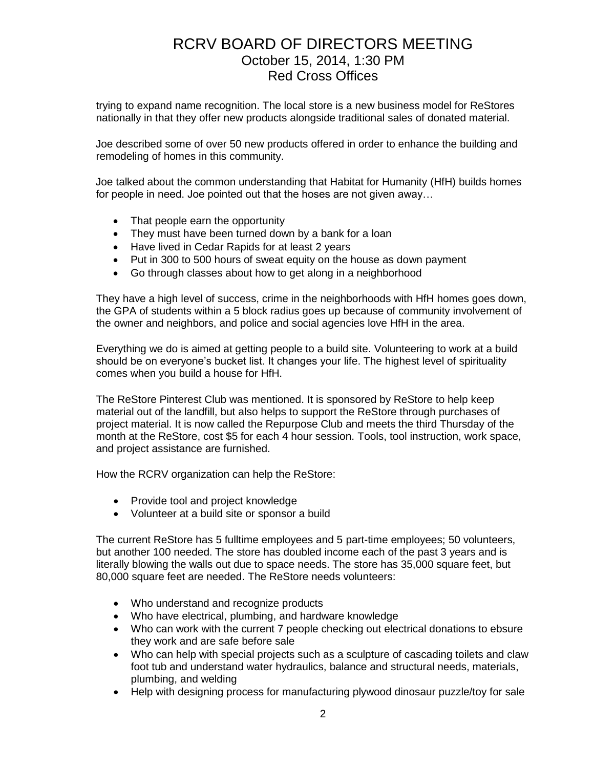trying to expand name recognition. The local store is a new business model for ReStores nationally in that they offer new products alongside traditional sales of donated material.

Joe described some of over 50 new products offered in order to enhance the building and remodeling of homes in this community.

Joe talked about the common understanding that Habitat for Humanity (HfH) builds homes for people in need. Joe pointed out that the hoses are not given away…

- That people earn the opportunity
- They must have been turned down by a bank for a loan
- Have lived in Cedar Rapids for at least 2 years
- Put in 300 to 500 hours of sweat equity on the house as down payment
- Go through classes about how to get along in a neighborhood

They have a high level of success, crime in the neighborhoods with HfH homes goes down, the GPA of students within a 5 block radius goes up because of community involvement of the owner and neighbors, and police and social agencies love HfH in the area.

Everything we do is aimed at getting people to a build site. Volunteering to work at a build should be on everyone's bucket list. It changes your life. The highest level of spirituality comes when you build a house for HfH.

The ReStore Pinterest Club was mentioned. It is sponsored by ReStore to help keep material out of the landfill, but also helps to support the ReStore through purchases of project material. It is now called the Repurpose Club and meets the third Thursday of the month at the ReStore, cost $5 for each 4 hour session. Tools, tool instruction, work space, and project assistance are furnished.

How the RCRV organization can help the ReStore:

- Provide tool and project knowledge
- Volunteer at a build site or sponsor a build

The current ReStore has 5 fulltime employees and 5 part-time employees; 50 volunteers, but another 100 needed. The store has doubled income each of the past 3 years and is literally blowing the walls out due to space needs. The store has 35,000 square feet, but 80,000 square feet are needed. The ReStore needs volunteers:

- Who understand and recognize products
- Who have electrical, plumbing, and hardware knowledge
- Who can work with the current 7 people checking out electrical donations to ebsure they work and are safe before sale
- Who can help with special projects such as a sculpture of cascading toilets and claw foot tub and understand water hydraulics, balance and structural needs, materials, plumbing, and welding
- Help with designing process for manufacturing plywood dinosaur puzzle/toy for sale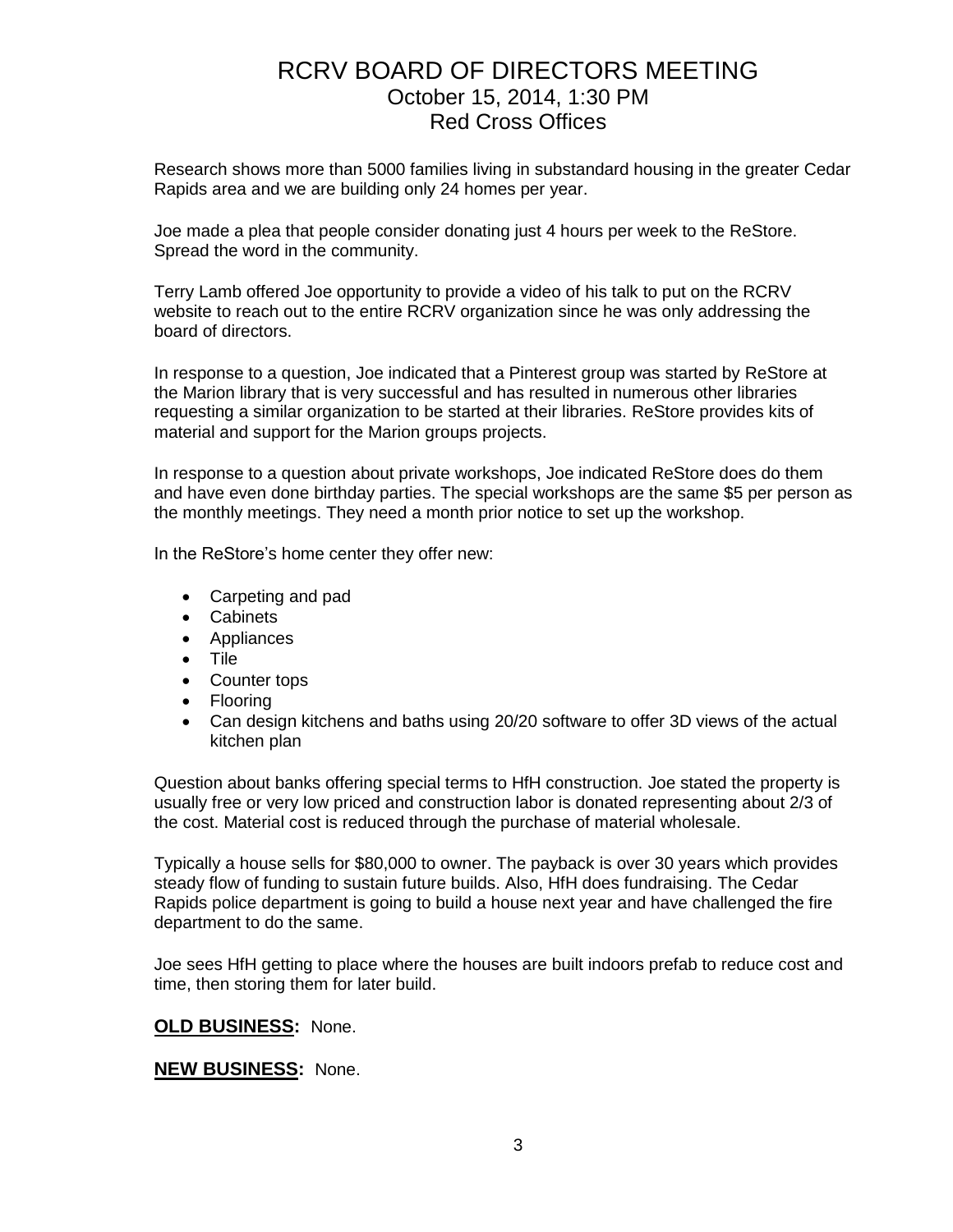# RCRV BOARD OF DIRECTORS MEETING
## October 15, 2014, 1:30 PM
## Red Cross Offices

Research shows more than 5000 families living in substandard housing in the greater Cedar Rapids area and we are building only 24 homes per year.

Joe made a plea that people consider donating just 4 hours per week to the ReStore. Spread the word in the community.

Terry Lamb offered Joe opportunity to provide a video of his talk to put on the RCRV website to reach out to the entire RCRV organization since he was only addressing the board of directors.

In response to a question, Joe indicated that a Pinterest group was started by ReStore at the Marion library that is very successful and has resulted in numerous other libraries requesting a similar organization to be started at their libraries. ReStore provides kits of material and support for the Marion groups projects.

In response to a question about private workshops, Joe indicated ReStore does do them and have even done birthday parties. The special workshops are the same $5 per person as the monthly meetings. They need a month prior notice to set up the workshop.

In the ReStore's home center they offer new:

- Carpeting and pad
- Cabinets
- Appliances
- Tile
- Counter tops
- Flooring
- Can design kitchens and baths using 20/20 software to offer 3D views of the actual kitchen plan

Question about banks offering special terms to HfH construction. Joe stated the property is usually free or very low priced and construction labor is donated representing about 2/3 of the cost. Material cost is reduced through the purchase of material wholesale.

Typically a house sells for $80,000 to owner. The payback is over 30 years which provides steady flow of funding to sustain future builds. Also, HfH does fundraising. The Cedar Rapids police department is going to build a house next year and have challenged the fire department to do the same.

Joe sees HfH getting to place where the houses are built indoors prefab to reduce cost and time, then storing them for later build.

**OLD BUSINESS:** None.

**NEW BUSINESS:** None.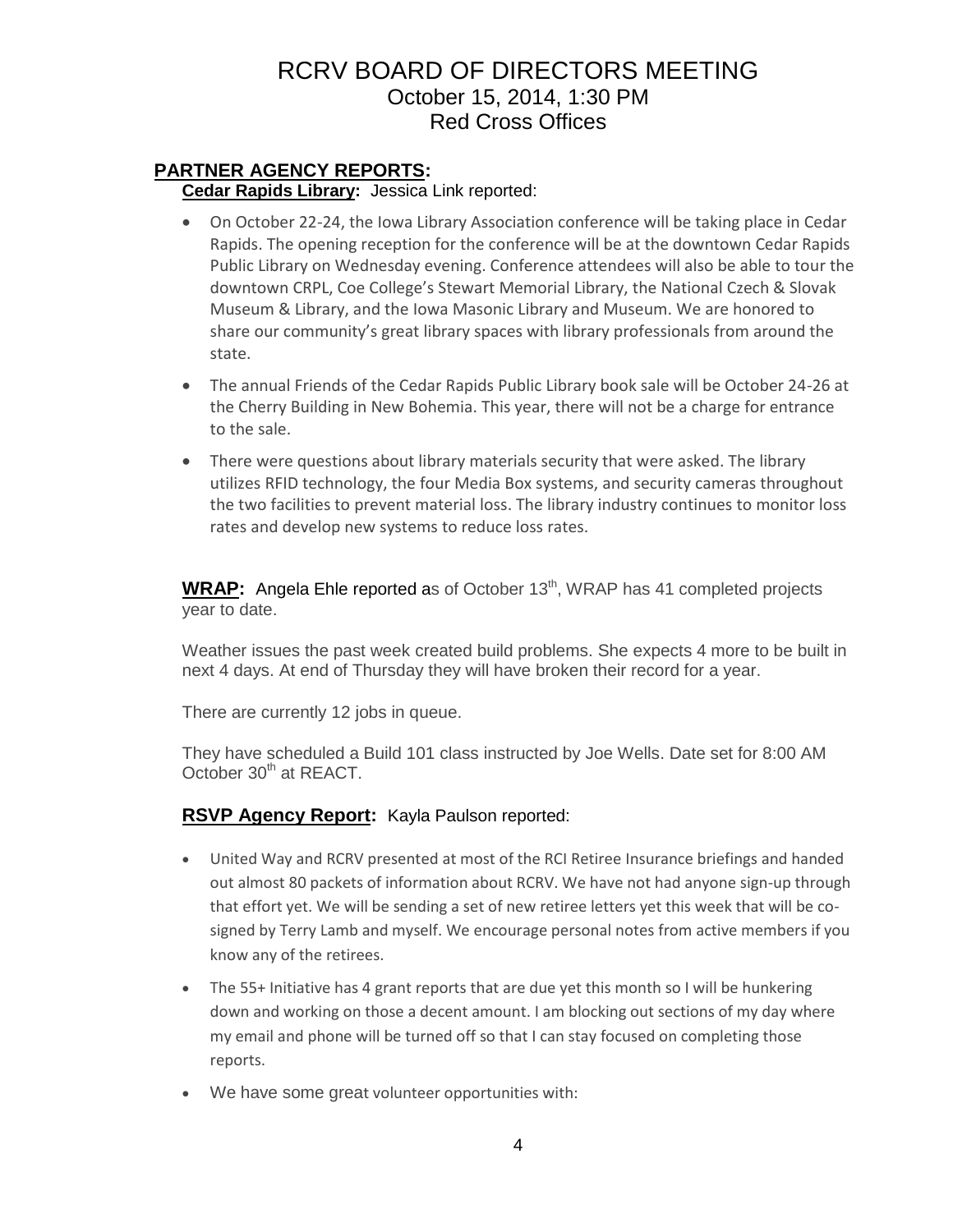# RCRV BOARD OF DIRECTORS MEETING
## October 15, 2014, 1:30 PM
## Red Cross Offices

## PARTNER AGENCY REPORTS:

**Cedar Rapids Library:** Jessica Link reported:

- On October 22-24, the Iowa Library Association conference will be taking place in Cedar Rapids. The opening reception for the conference will be at the downtown Cedar Rapids Public Library on Wednesday evening. Conference attendees will also be able to tour the downtown CRPL, Coe College's Stewart Memorial Library, the National Czech & Slovak Museum & Library, and the Iowa Masonic Library and Museum. We are honored to share our community's great library spaces with library professionals from around the state.
- The annual Friends of the Cedar Rapids Public Library book sale will be October 24-26 at the Cherry Building in New Bohemia. This year, there will not be a charge for entrance to the sale.
- There were questions about library materials security that were asked. The library utilizes RFID technology, the four Media Box systems, and security cameras throughout the two facilities to prevent material loss. The library industry continues to monitor loss rates and develop new systems to reduce loss rates.

**WRAP:** Angela Ehle reported as of October 13th, WRAP has 41 completed projects year to date.

Weather issues the past week created build problems. She expects 4 more to be built in next 4 days. At end of Thursday they will have broken their record for a year.

There are currently 12 jobs in queue.

They have scheduled a Build 101 class instructed by Joe Wells. Date set for 8:00 AM October 30th at REACT.

**RSVP Agency Report:** Kayla Paulson reported:

- United Way and RCRV presented at most of the RCI Retiree Insurance briefings and handed out almost 80 packets of information about RCRV. We have not had anyone sign-up through that effort yet. We will be sending a set of new retiree letters yet this week that will be co-signed by Terry Lamb and myself. We encourage personal notes from active members if you know any of the retirees.
- The 55+ Initiative has 4 grant reports that are due yet this month so I will be hunkering down and working on those a decent amount. I am blocking out sections of my day where my email and phone will be turned off so that I can stay focused on completing those reports.
- We have some great volunteer opportunities with: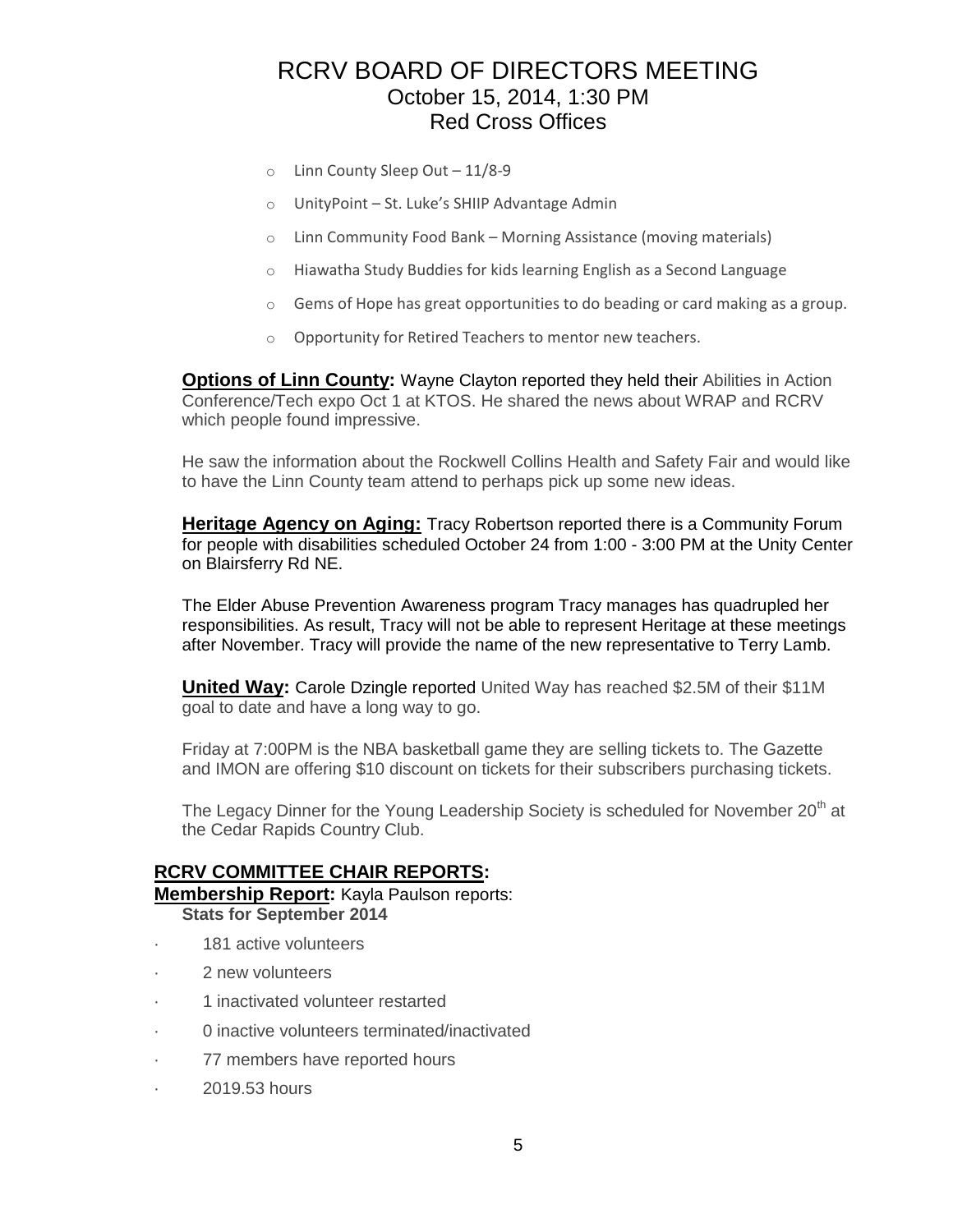- Linn County Sleep Out – 11/8-9
- UnityPoint – St. Luke's SHIIP Advantage Admin
- Linn Community Food Bank – Morning Assistance (moving materials)
- Hiawatha Study Buddies for kids learning English as a Second Language
- Gems of Hope has great opportunities to do beading or card making as a group.
- Opportunity for Retired Teachers to mentor new teachers.

**Options of Linn County:** Wayne Clayton reported they held their Abilities in Action Conference/Tech expo Oct 1 at KTOS. He shared the news about WRAP and RCRV which people found impressive.

He saw the information about the Rockwell Collins Health and Safety Fair and would like to have the Linn County team attend to perhaps pick up some new ideas.

**Heritage Agency on Aging:** Tracy Robertson reported there is a Community Forum for people with disabilities scheduled October 24 from 1:00 - 3:00 PM at the Unity Center on Blairsferry Rd NE.

The Elder Abuse Prevention Awareness program Tracy manages has quadrupled her responsibilities. As result, Tracy will not be able to represent Heritage at these meetings after November. Tracy will provide the name of the new representative to Terry Lamb.

**United Way:** Carole Dzingle reported United Way has reached $2.5M of their $11M goal to date and have a long way to go.

Friday at 7:00PM is the NBA basketball game they are selling tickets to. The Gazette and IMON are offering $10 discount on tickets for their subscribers purchasing tickets.

The Legacy Dinner for the Young Leadership Society is scheduled for November 20th at the Cedar Rapids Country Club.

## RCRV COMMITTEE CHAIR REPORTS:

**Membership Report:** Kayla Paulson reports:

**Stats for September 2014**

- 181 active volunteers
- 2 new volunteers
- 1 inactivated volunteer restarted
- 0 inactive volunteers terminated/inactivated
- 77 members have reported hours
- 2019.53 hours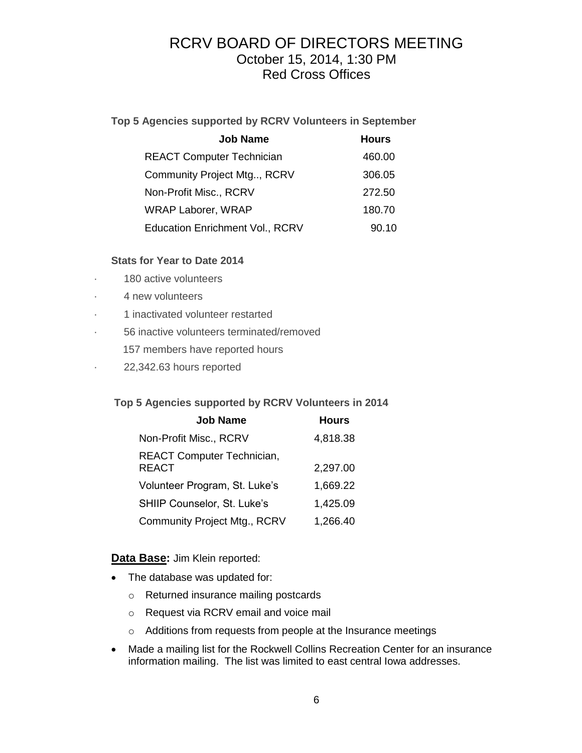# RCRV BOARD OF DIRECTORS MEETING
## October 15, 2014, 1:30 PM
## Red Cross Offices

**Top 5 Agencies supported by RCRV Volunteers in September**

| Job Name | Hours |
|---|---|
| REACT Computer Technician | 460.00 |
| Community Project Mtg.., RCRV | 306.05 |
| Non-Profit Misc., RCRV | 272.50 |
| WRAP Laborer, WRAP | 180.70 |
| Education Enrichment Vol., RCRV | 90.10 |

**Stats for Year to Date 2014**

- 180 active volunteers
- 4 new volunteers
- 1 inactivated volunteer restarted
- 56 inactive volunteers terminated/removed
- 157 members have reported hours
- 22,342.63 hours reported

**Top 5 Agencies supported by RCRV Volunteers in 2014**

| Job Name | Hours |
|---|---|
| Non-Profit Misc., RCRV | 4,818.38 |
| REACT Computer Technician, REACT | 2,297.00 |
| Volunteer Program, St. Luke's | 1,669.22 |
| SHIIP Counselor, St. Luke's | 1,425.09 |
| Community Project Mtg., RCRV | 1,266.40 |

**<u>Data Base</u>:** Jim Klein reported:

- The database was updated for:
  - Returned insurance mailing postcards
  - Request via RCRV email and voice mail
  - Additions from requests from people at the Insurance meetings
- Made a mailing list for the Rockwell Collins Recreation Center for an insurance information mailing. The list was limited to east central Iowa addresses.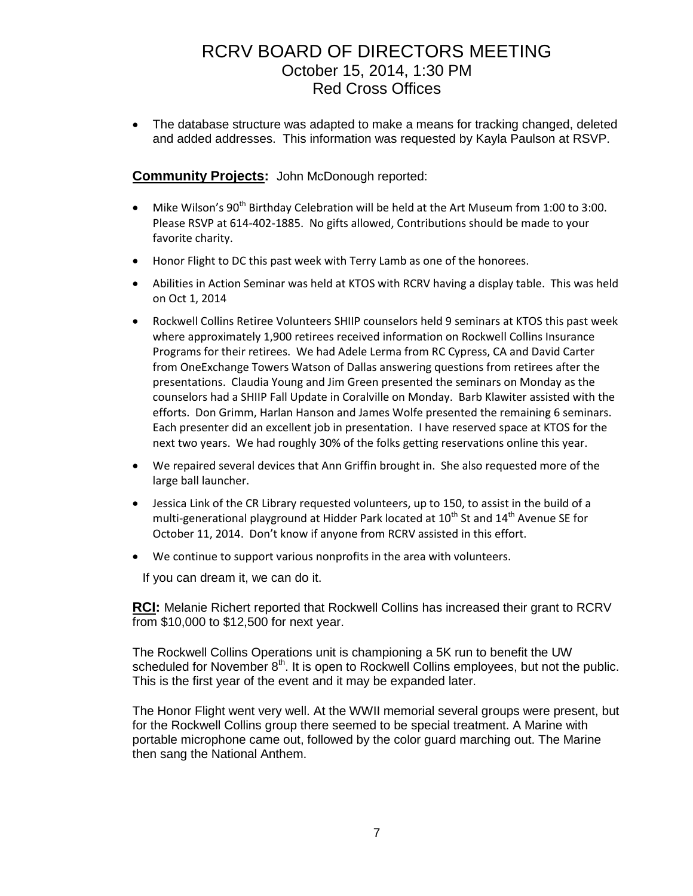- The database structure was adapted to make a means for tracking changed, deleted and added addresses. This information was requested by Kayla Paulson at RSVP.

**Community Projects:** John McDonough reported:

- Mike Wilson's 90th Birthday Celebration will be held at the Art Museum from 1:00 to 3:00. Please RSVP at 614-402-1885. No gifts allowed, Contributions should be made to your favorite charity.
- Honor Flight to DC this past week with Terry Lamb as one of the honorees.
- Abilities in Action Seminar was held at KTOS with RCRV having a display table. This was held on Oct 1, 2014
- Rockwell Collins Retiree Volunteers SHIIP counselors held 9 seminars at KTOS this past week where approximately 1,900 retirees received information on Rockwell Collins Insurance Programs for their retirees. We had Adele Lerma from RC Cypress, CA and David Carter from OneExchange Towers Watson of Dallas answering questions from retirees after the presentations. Claudia Young and Jim Green presented the seminars on Monday as the counselors had a SHIIP Fall Update in Coralville on Monday. Barb Klawiter assisted with the efforts. Don Grimm, Harlan Hanson and James Wolfe presented the remaining 6 seminars. Each presenter did an excellent job in presentation. I have reserved space at KTOS for the next two years. We had roughly 30% of the folks getting reservations online this year.
- We repaired several devices that Ann Griffin brought in. She also requested more of the large ball launcher.
- Jessica Link of the CR Library requested volunteers, up to 150, to assist in the build of a multi-generational playground at Hidder Park located at 10th St and 14th Avenue SE for October 11, 2014. Don't know if anyone from RCRV assisted in this effort.
- We continue to support various nonprofits in the area with volunteers.

If you can dream it, we can do it.

**RCI:** Melanie Richert reported that Rockwell Collins has increased their grant to RCRV from $10,000 to $12,500 for next year.

The Rockwell Collins Operations unit is championing a 5K run to benefit the UW scheduled for November 8th. It is open to Rockwell Collins employees, but not the public. This is the first year of the event and it may be expanded later.

The Honor Flight went very well. At the WWII memorial several groups were present, but for the Rockwell Collins group there seemed to be special treatment. A Marine with portable microphone came out, followed by the color guard marching out. The Marine then sang the National Anthem.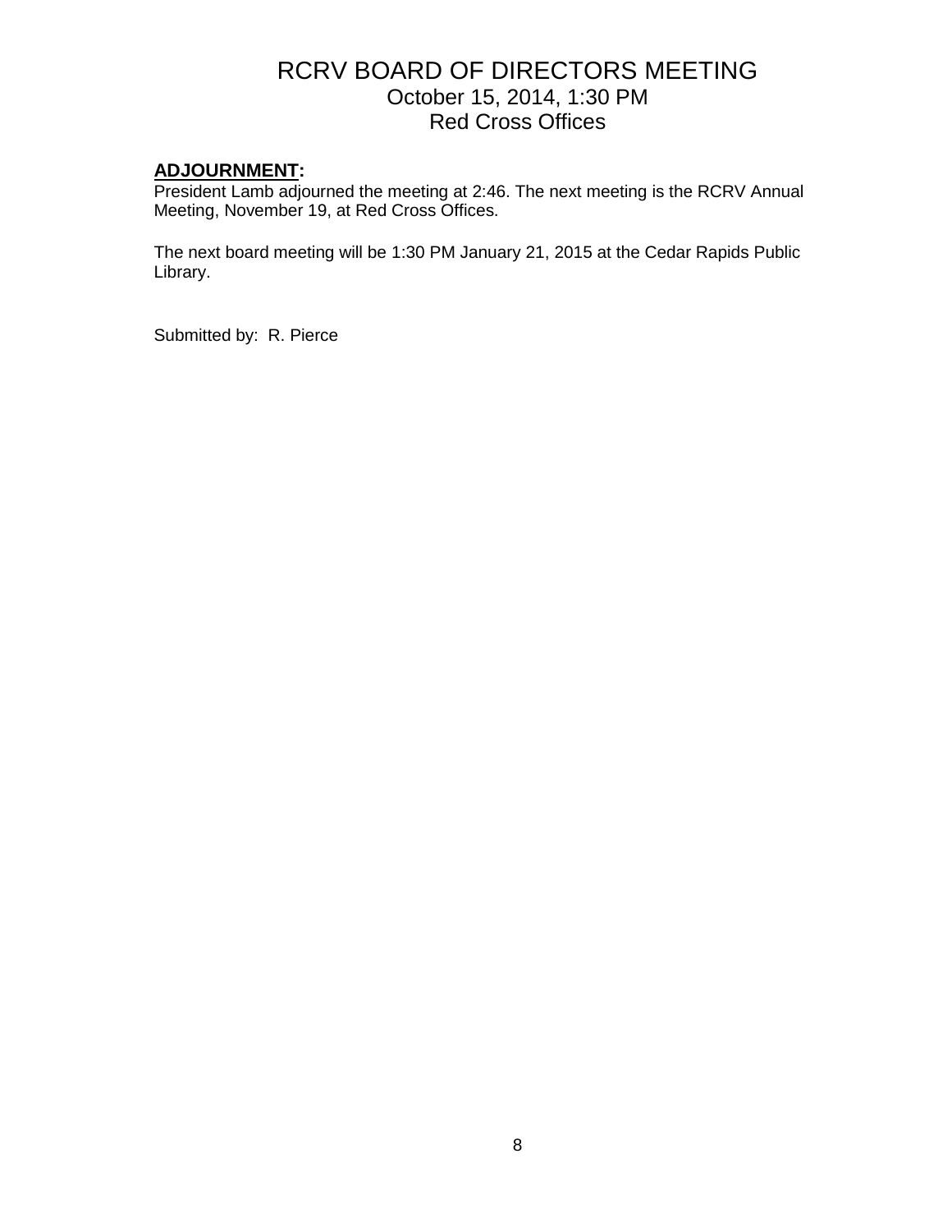# RCRV BOARD OF DIRECTORS MEETING
October 15, 2014, 1:30 PM
Red Cross Offices

**ADJOURNMENT:**
President Lamb adjourned the meeting at 2:46. The next meeting is the RCRV Annual Meeting, November 19, at Red Cross Offices.

The next board meeting will be 1:30 PM January 21, 2015 at the Cedar Rapids Public Library.

Submitted by: R. Pierce